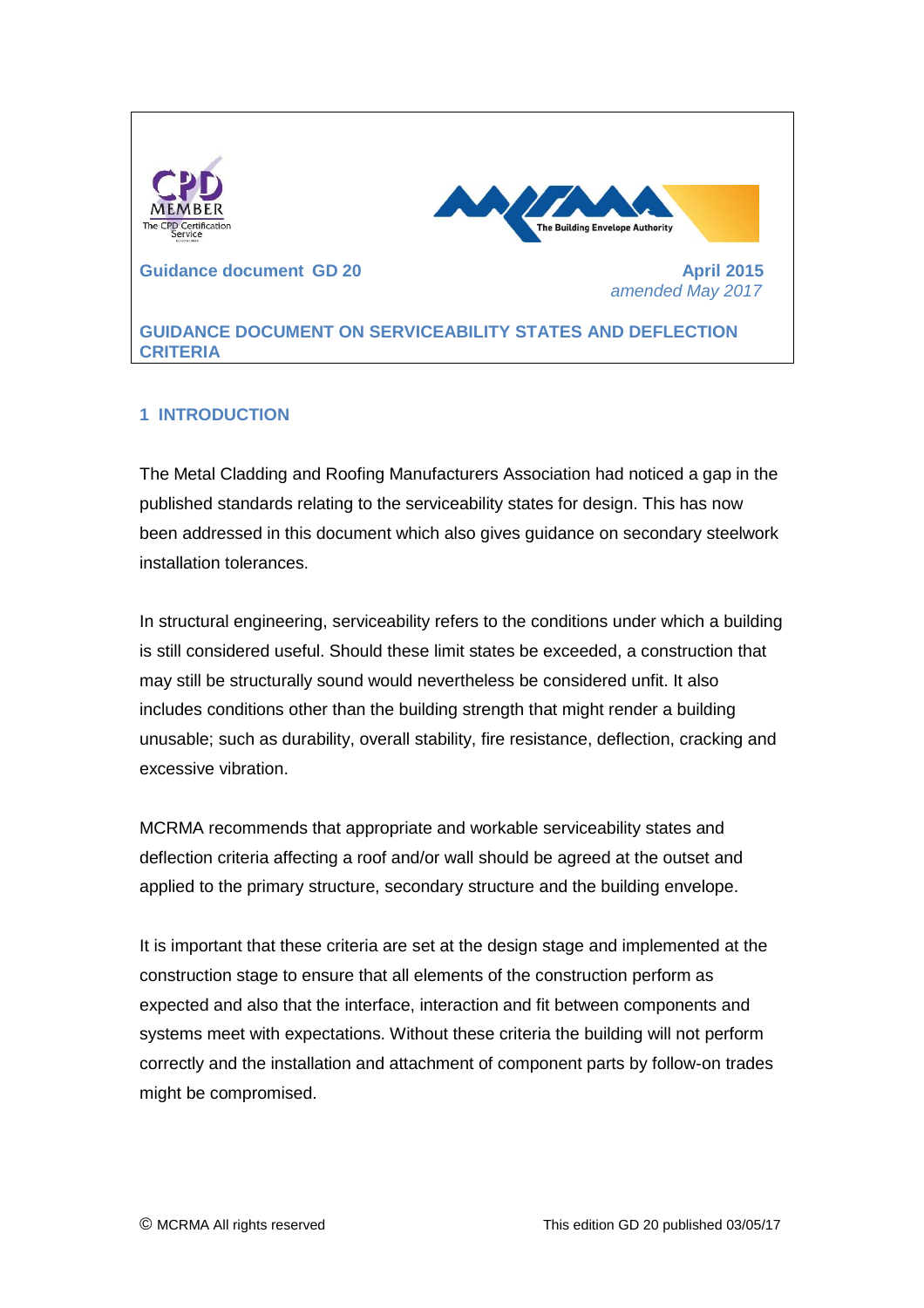Guidance document GD 20

April 2015
*amended May 2017*

# GUIDANCE DOCUMENT ON SERVICEABILITY STATES AND DEFLECTION CRITERIA

## 1 INTRODUCTION

The Metal Cladding and Roofing Manufacturers Association had noticed a gap in the published standards relating to the serviceability states for design. This has now been addressed in this document which also gives guidance on secondary steelwork installation tolerances.

In structural engineering, serviceability refers to the conditions under which a building is still considered useful. Should these limit states be exceeded, a construction that may still be structurally sound would nevertheless be considered unfit. It also includes conditions other than the building strength that might render a building unusable; such as durability, overall stability, fire resistance, deflection, cracking and excessive vibration.

MCRMA recommends that appropriate and workable serviceability states and deflection criteria affecting a roof and/or wall should be agreed at the outset and applied to the primary structure, secondary structure and the building envelope.

It is important that these criteria are set at the design stage and implemented at the construction stage to ensure that all elements of the construction perform as expected and also that the interface, interaction and fit between components and systems meet with expectations. Without these criteria the building will not perform correctly and the installation and attachment of component parts by follow-on trades might be compromised.

© MCRMA All rights reserved

This edition GD 20 published 03/05/17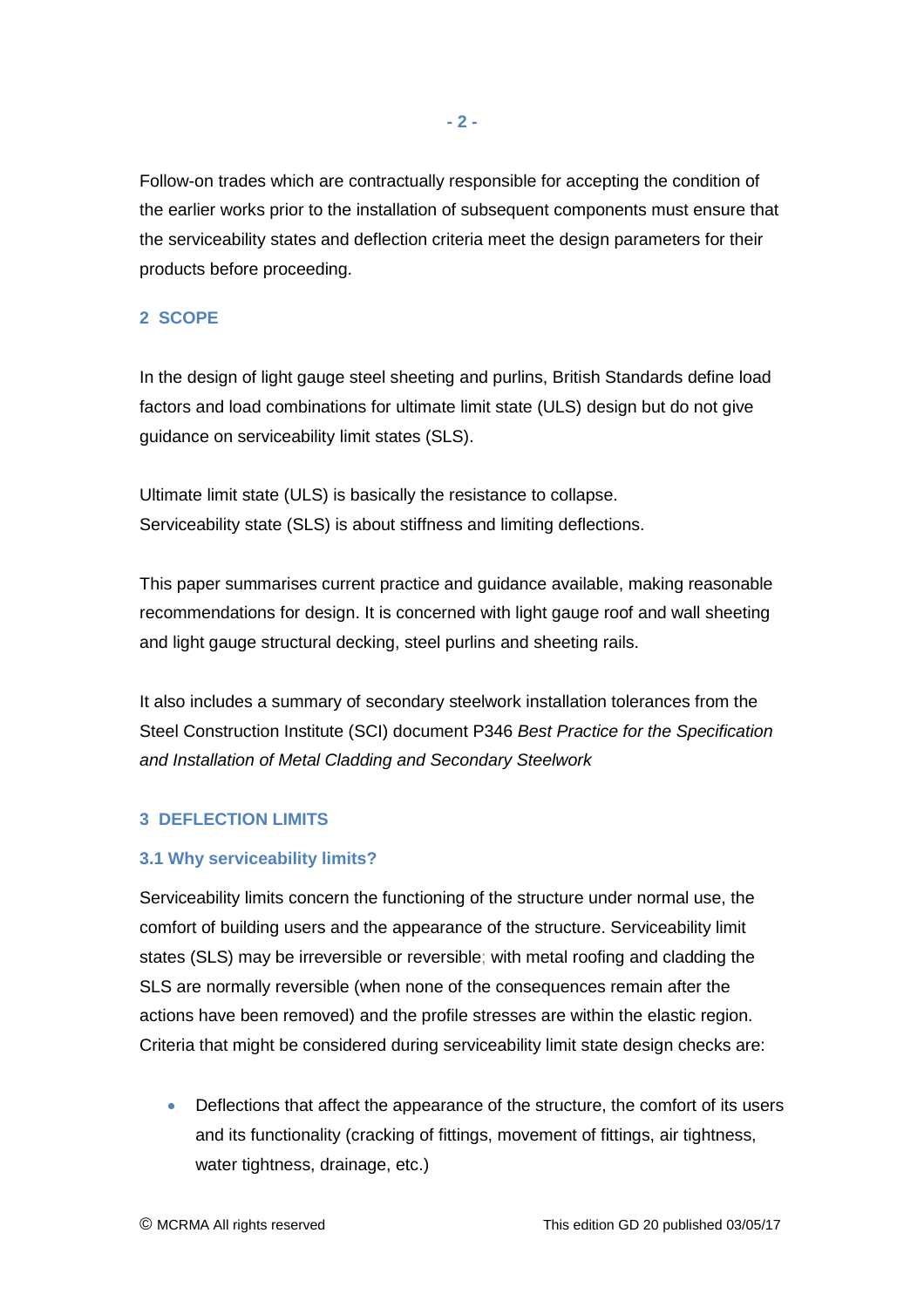Follow-on trades which are contractually responsible for accepting the condition of the earlier works prior to the installation of subsequent components must ensure that the serviceability states and deflection criteria meet the design parameters for their products before proceeding.

## 2 SCOPE

In the design of light gauge steel sheeting and purlins, British Standards define load factors and load combinations for ultimate limit state (ULS) design but do not give guidance on serviceability limit states (SLS).

Ultimate limit state (ULS) is basically the resistance to collapse.
Serviceability state (SLS) is about stiffness and limiting deflections.

This paper summarises current practice and guidance available, making reasonable recommendations for design. It is concerned with light gauge roof and wall sheeting and light gauge structural decking, steel purlins and sheeting rails.

It also includes a summary of secondary steelwork installation tolerances from the Steel Construction Institute (SCI) document P346 *Best Practice for the Specification and Installation of Metal Cladding and Secondary Steelwork*

## 3 DEFLECTION LIMITS

### 3.1 Why serviceability limits?

Serviceability limits concern the functioning of the structure under normal use, the comfort of building users and the appearance of the structure. Serviceability limit states (SLS) may be irreversible or reversible; with metal roofing and cladding the SLS are normally reversible (when none of the consequences remain after the actions have been removed) and the profile stresses are within the elastic region. Criteria that might be considered during serviceability limit state design checks are:

- Deflections that affect the appearance of the structure, the comfort of its users and its functionality (cracking of fittings, movement of fittings, air tightness, water tightness, drainage, etc.)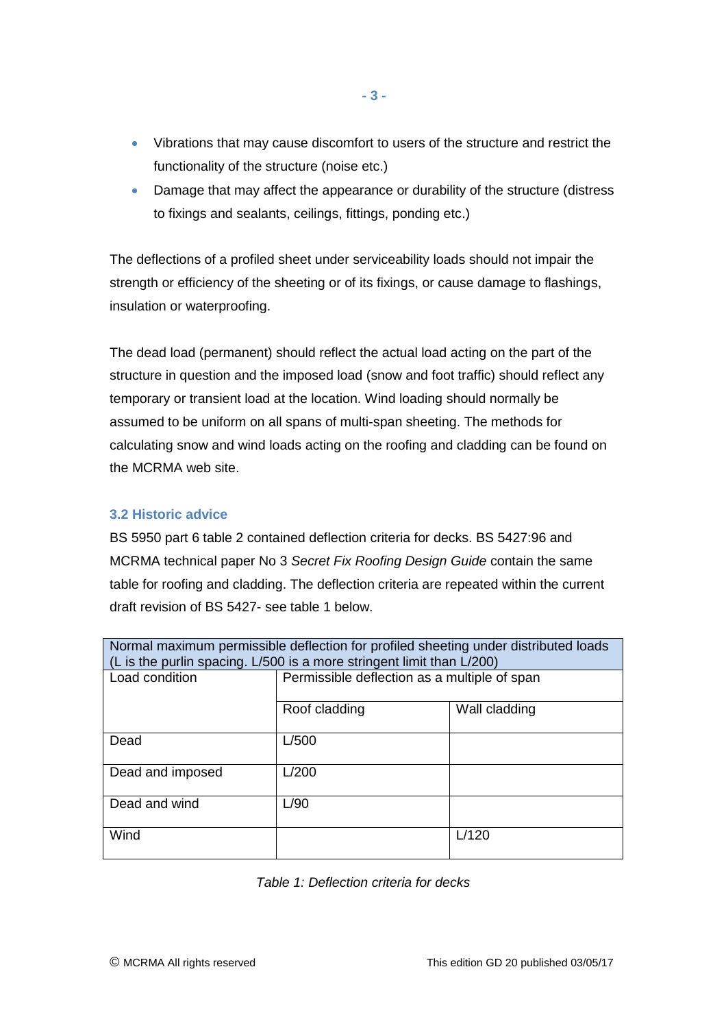- Vibrations that may cause discomfort to users of the structure and restrict the functionality of the structure (noise etc.)
- Damage that may affect the appearance or durability of the structure (distress to fixings and sealants, ceilings, fittings, ponding etc.)

The deflections of a profiled sheet under serviceability loads should not impair the strength or efficiency of the sheeting or of its fixings, or cause damage to flashings, insulation or waterproofing.

The dead load (permanent) should reflect the actual load acting on the part of the structure in question and the imposed load (snow and foot traffic) should reflect any temporary or transient load at the location. Wind loading should normally be assumed to be uniform on all spans of multi-span sheeting. The methods for calculating snow and wind loads acting on the roofing and cladding can be found on the MCRMA web site.

### 3.2 Historic advice

BS 5950 part 6 table 2 contained deflection criteria for decks. BS 5427:96 and MCRMA technical paper No 3 *Secret Fix Roofing Design Guide* contain the same table for roofing and cladding. The deflection criteria are repeated within the current draft revision of BS 5427- see table 1 below.

| Normal maximum permissible deflection for profiled sheeting under distributed loads (L is the purlin spacing. L/500 is a more stringent limit than L/200) | | |
|---|---|---|
| Load condition | Permissible deflection as a multiple of span | |
| | Roof cladding | Wall cladding |
| Dead | L/500 | |
| Dead and imposed | L/200 | |
| Dead and wind | L/90 | |
| Wind | | L/120 |

*Table 1: Deflection criteria for decks*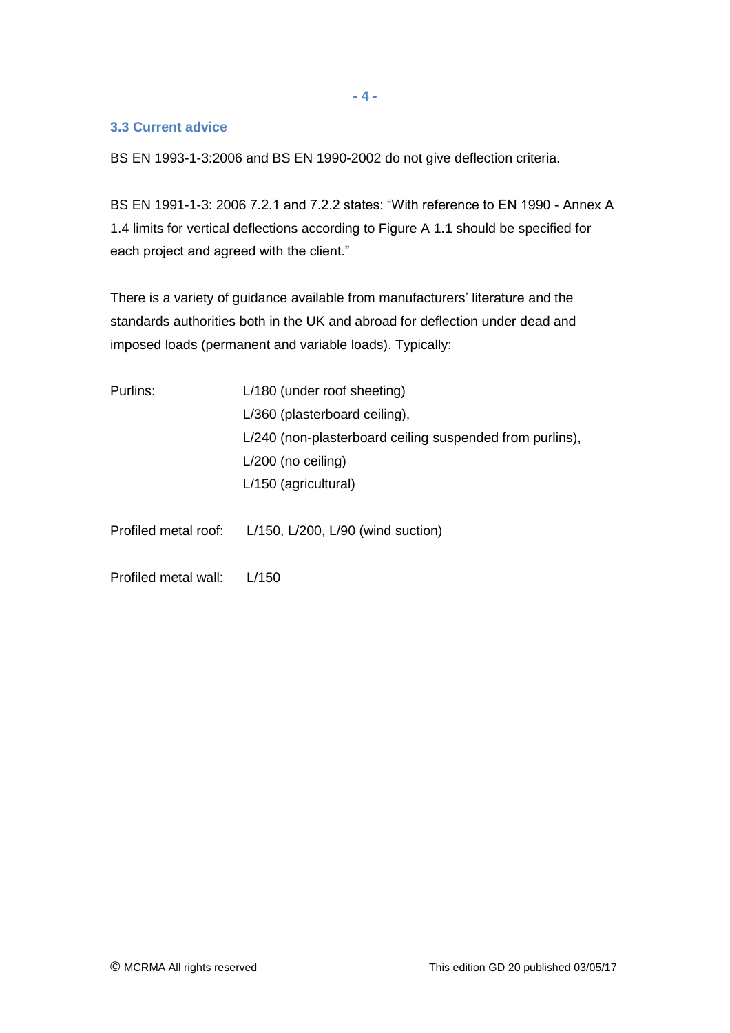### 3.3 Current advice

BS EN 1993-1-3:2006 and BS EN 1990-2002 do not give deflection criteria.

BS EN 1991-1-3: 2006 7.2.1 and 7.2.2 states: "With reference to EN 1990 - Annex A 1.4 limits for vertical deflections according to Figure A 1.1 should be specified for each project and agreed with the client."

There is a variety of guidance available from manufacturers' literature and the standards authorities both in the UK and abroad for deflection under dead and imposed loads (permanent and variable loads). Typically:

Purlins:
- L/180 (under roof sheeting)
- L/360 (plasterboard ceiling),
- L/240 (non-plasterboard ceiling suspended from purlins),
- L/200 (no ceiling)
- L/150 (agricultural)

Profiled metal roof: L/150, L/200, L/90 (wind suction)

Profiled metal wall: L/150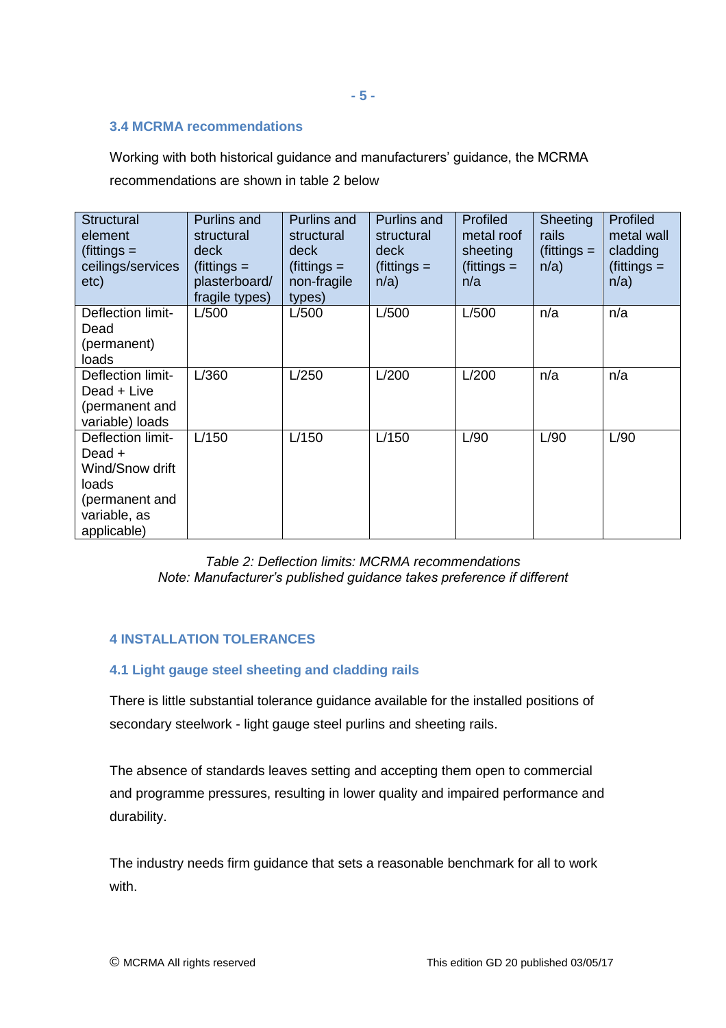### 3.4 MCRMA recommendations

Working with both historical guidance and manufacturers' guidance, the MCRMA recommendations are shown in table 2 below

| Structural element (fittings = ceilings/services etc) | Purlins and structural deck (fittings = plasterboard/ fragile types) | Purlins and structural deck (fittings = non-fragile types) | Purlins and structural deck (fittings = n/a) | Profiled metal roof sheeting (fittings = n/a | Sheeting rails (fittings = n/a) | Profiled metal wall cladding (fittings = n/a) |
|---|---|---|---|---|---|---|
| Deflection limit- Dead (permanent) loads | L/500 | L/500 | L/500 | L/500 | n/a | n/a |
| Deflection limit- Dead + Live (permanent and variable) loads | L/360 | L/250 | L/200 | L/200 | n/a | n/a |
| Deflection limit- Dead + Wind/Snow drift loads (permanent and variable, as applicable) | L/150 | L/150 | L/150 | L/90 | L/90 | L/90 |

*Table 2: Deflection limits: MCRMA recommendations*
*Note: Manufacturer's published guidance takes preference if different*

## 4 INSTALLATION TOLERANCES

### 4.1 Light gauge steel sheeting and cladding rails

There is little substantial tolerance guidance available for the installed positions of secondary steelwork - light gauge steel purlins and sheeting rails.

The absence of standards leaves setting and accepting them open to commercial and programme pressures, resulting in lower quality and impaired performance and durability.

The industry needs firm guidance that sets a reasonable benchmark for all to work with.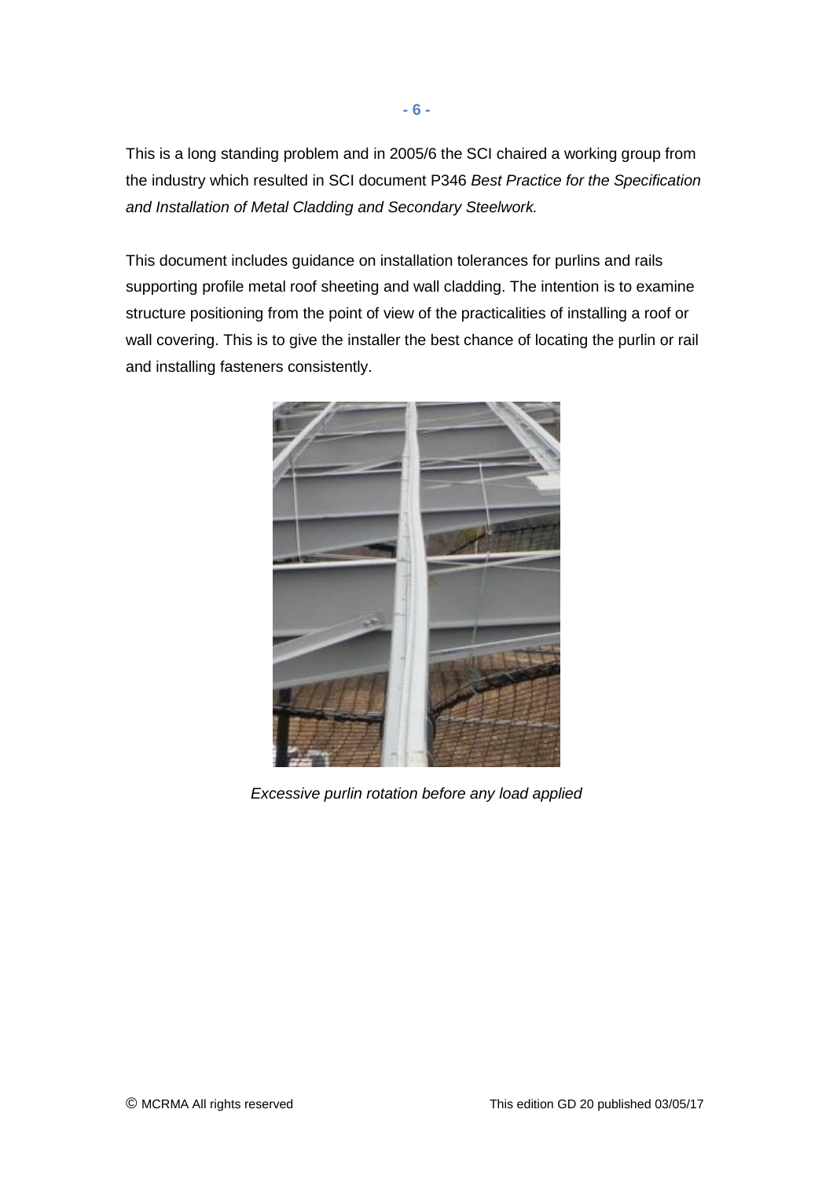This is a long standing problem and in 2005/6 the SCI chaired a working group from the industry which resulted in SCI document P346 *Best Practice for the Specification and Installation of Metal Cladding and Secondary Steelwork.*

This document includes guidance on installation tolerances for purlins and rails supporting profile metal roof sheeting and wall cladding. The intention is to examine structure positioning from the point of view of the practicalities of installing a roof or wall covering. This is to give the installer the best chance of locating the purlin or rail and installing fasteners consistently.

*Excessive purlin rotation before any load applied*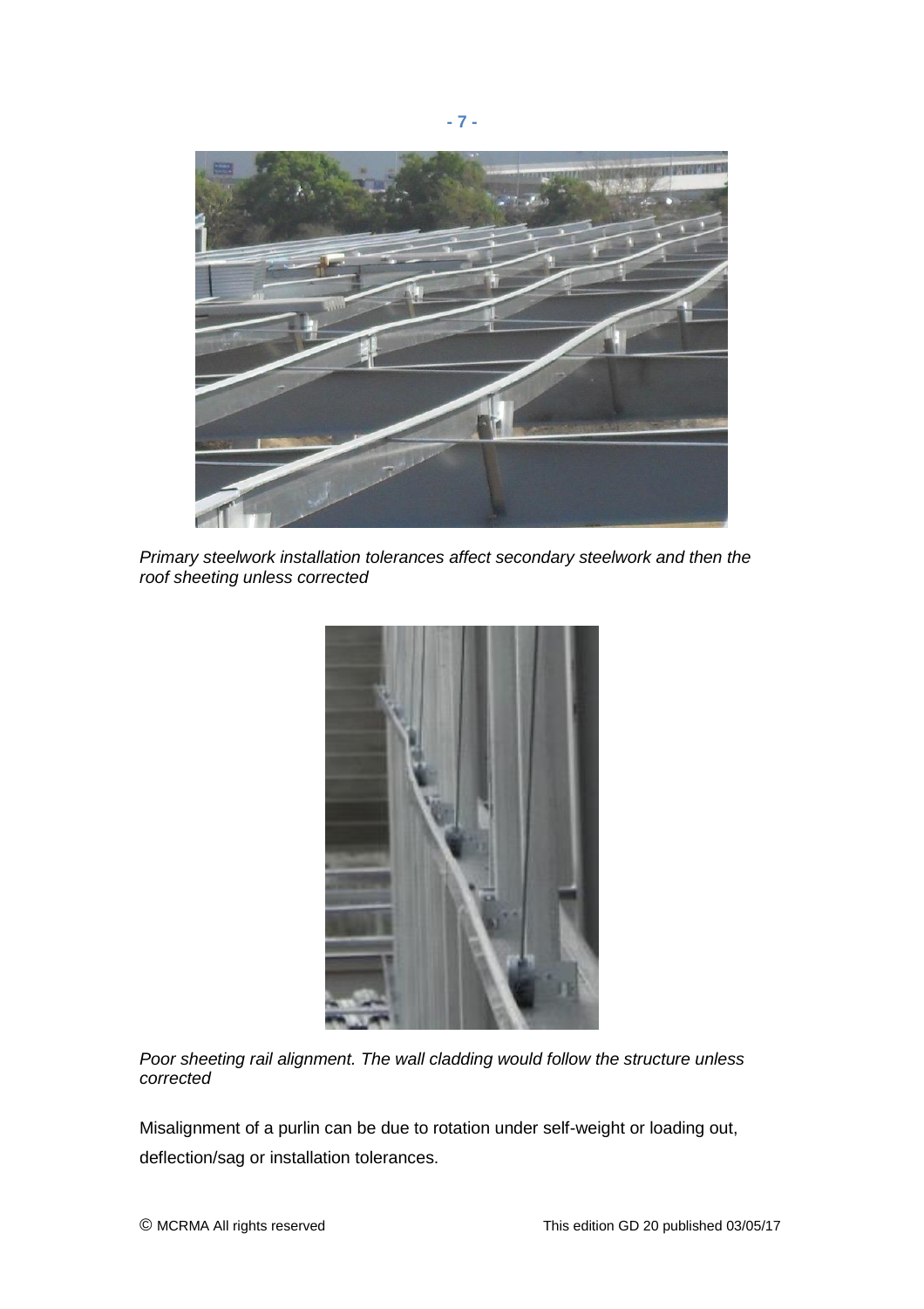*Primary steelwork installation tolerances affect secondary steelwork and then the roof sheeting unless corrected*

*Poor sheeting rail alignment. The wall cladding would follow the structure unless corrected*

Misalignment of a purlin can be due to rotation under self-weight or loading out, deflection/sag or installation tolerances.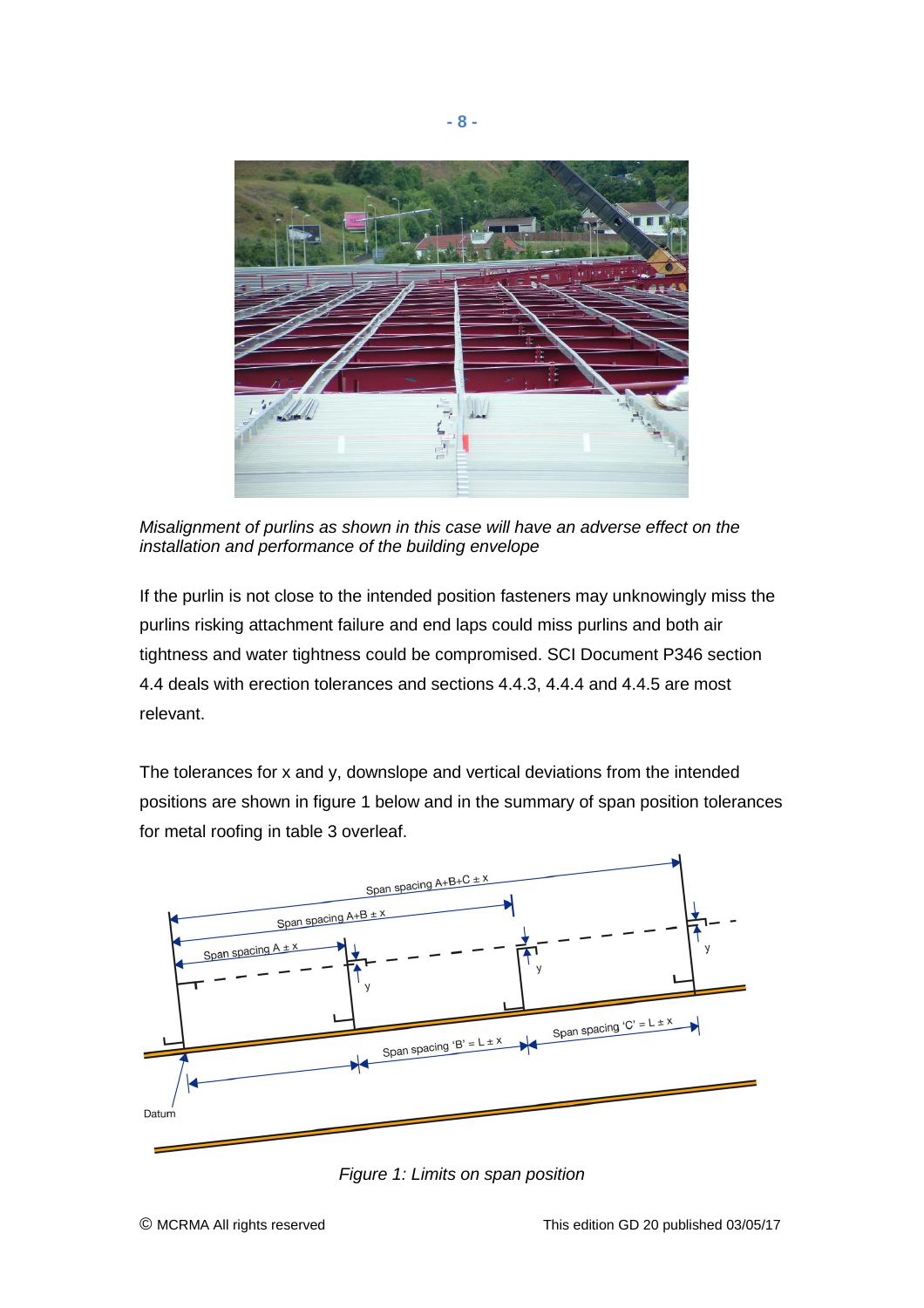*Misalignment of purlins as shown in this case will have an adverse effect on the installation and performance of the building envelope*

If the purlin is not close to the intended position fasteners may unknowingly miss the purlins risking attachment failure and end laps could miss purlins and both air tightness and water tightness could be compromised. SCI Document P346 section 4.4 deals with erection tolerances and sections 4.4.3, 4.4.4 and 4.4.5 are most relevant.

The tolerances for x and y, downslope and vertical deviations from the intended positions are shown in figure 1 below and in the summary of span position tolerances for metal roofing in table 3 overleaf.

*Figure 1: Limits on span position*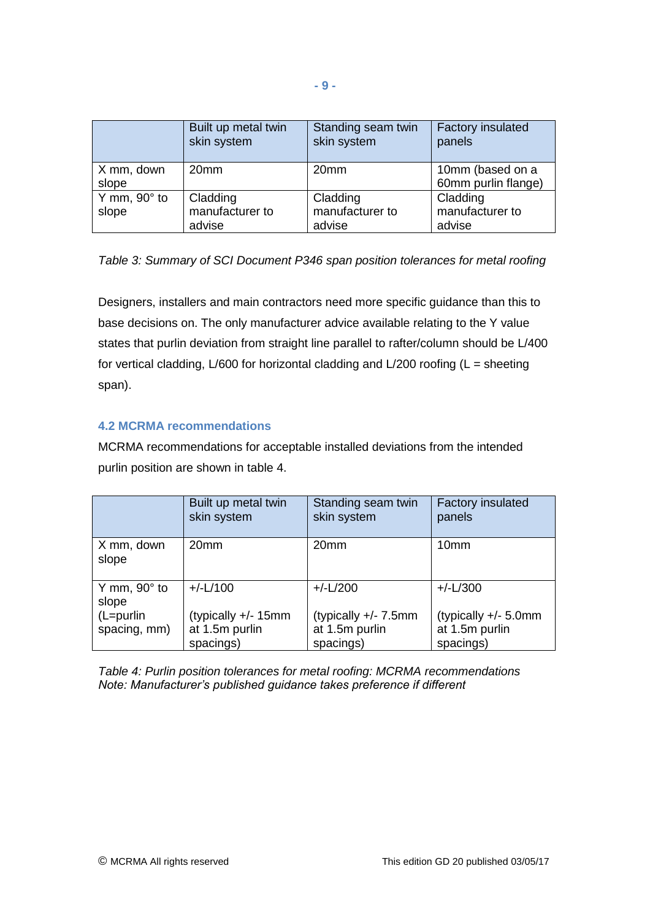| | Built up metal twin skin system | Standing seam twin skin system | Factory insulated panels |
|---|---|---|---|
| X mm, down slope | 20mm | 20mm | 10mm (based on a 60mm purlin flange) |
| Y mm, 90° to slope | Cladding manufacturer to advise | Cladding manufacturer to advise | Cladding manufacturer to advise |

*Table 3: Summary of SCI Document P346 span position tolerances for metal roofing*

Designers, installers and main contractors need more specific guidance than this to base decisions on. The only manufacturer advice available relating to the Y value states that purlin deviation from straight line parallel to rafter/column should be L/400 for vertical cladding, L/600 for horizontal cladding and L/200 roofing (L = sheeting span).

### 4.2 MCRMA recommendations

MCRMA recommendations for acceptable installed deviations from the intended purlin position are shown in table 4.

| | Built up metal twin skin system | Standing seam twin skin system | Factory insulated panels |
|---|---|---|---|
| X mm, down slope | 20mm | 20mm | 10mm |
| Y mm, 90° to slope (L=purlin spacing, mm) | +/-L/100 (typically +/- 15mm at 1.5m purlin spacings) | +/-L/200 (typically +/- 7.5mm at 1.5m purlin spacings) | +/-L/300 (typically +/- 5.0mm at 1.5m purlin spacings) |

*Table 4: Purlin position tolerances for metal roofing: MCRMA recommendations*
*Note: Manufacturer's published guidance takes preference if different*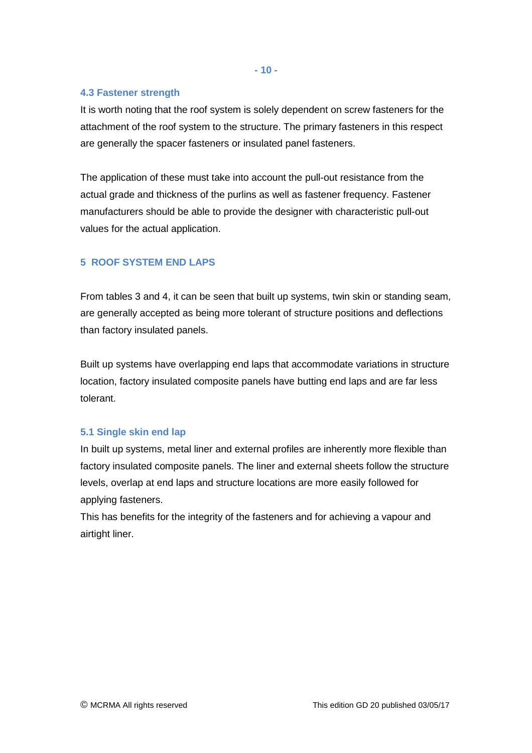### 4.3 Fastener strength

It is worth noting that the roof system is solely dependent on screw fasteners for the attachment of the roof system to the structure. The primary fasteners in this respect are generally the spacer fasteners or insulated panel fasteners.

The application of these must take into account the pull-out resistance from the actual grade and thickness of the purlins as well as fastener frequency. Fastener manufacturers should be able to provide the designer with characteristic pull-out values for the actual application.

## 5 ROOF SYSTEM END LAPS

From tables 3 and 4, it can be seen that built up systems, twin skin or standing seam, are generally accepted as being more tolerant of structure positions and deflections than factory insulated panels.

Built up systems have overlapping end laps that accommodate variations in structure location, factory insulated composite panels have butting end laps and are far less tolerant.

### 5.1 Single skin end lap

In built up systems, metal liner and external profiles are inherently more flexible than factory insulated composite panels. The liner and external sheets follow the structure levels, overlap at end laps and structure locations are more easily followed for applying fasteners.
This has benefits for the integrity of the fasteners and for achieving a vapour and airtight liner.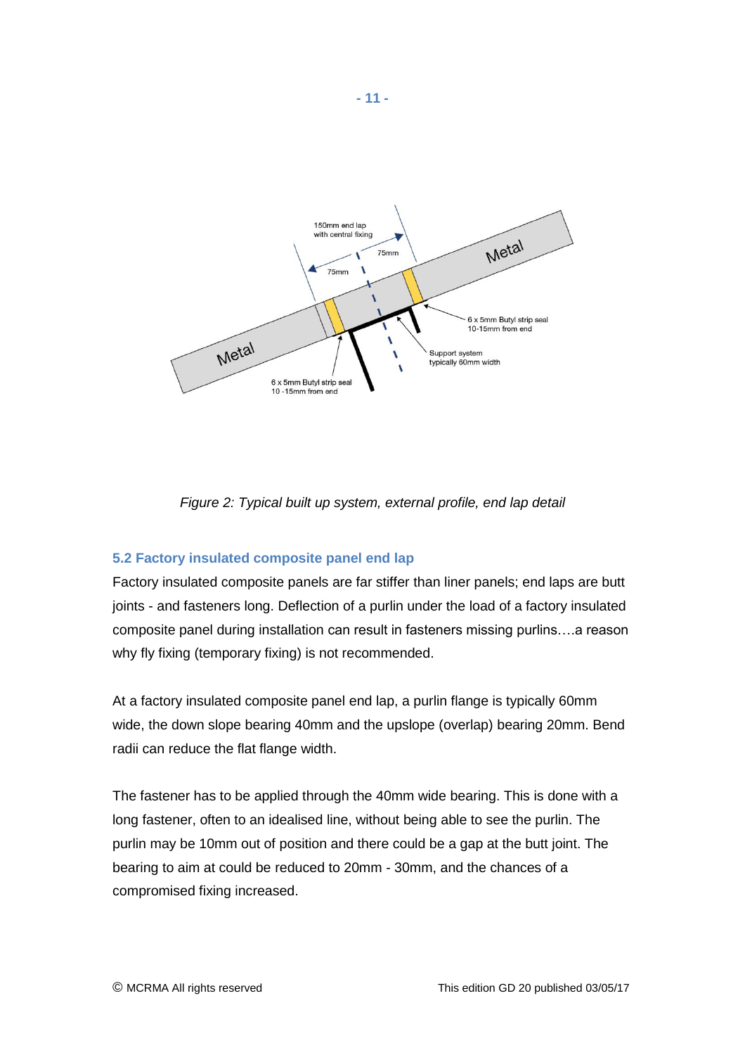*Figure 2: Typical built up system, external profile, end lap detail*

### 5.2 Factory insulated composite panel end lap

Factory insulated composite panels are far stiffer than liner panels; end laps are butt joints - and fasteners long. Deflection of a purlin under the load of a factory insulated composite panel during installation can result in fasteners missing purlins….a reason why fly fixing (temporary fixing) is not recommended.

At a factory insulated composite panel end lap, a purlin flange is typically 60mm wide, the down slope bearing 40mm and the upslope (overlap) bearing 20mm. Bend radii can reduce the flat flange width.

The fastener has to be applied through the 40mm wide bearing. This is done with a long fastener, often to an idealised line, without being able to see the purlin. The purlin may be 10mm out of position and there could be a gap at the butt joint. The bearing to aim at could be reduced to 20mm - 30mm, and the chances of a compromised fixing increased.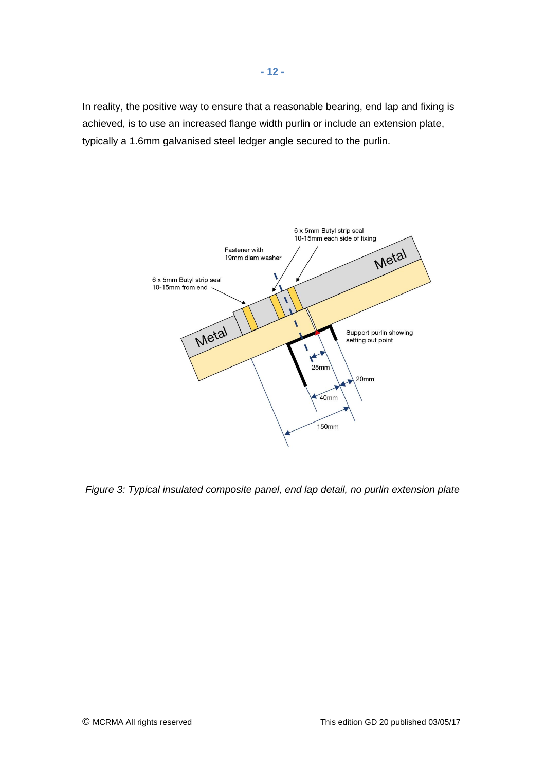In reality, the positive way to ensure that a reasonable bearing, end lap and fixing is achieved, is to use an increased flange width purlin or include an extension plate, typically a 1.6mm galvanised steel ledger angle secured to the purlin.

6 x 5mm Butyl strip seal
10-15mm each side of fixing

Fastener with
19mm diam washer

6 x 5mm Butyl strip seal
10-15mm from end

Metal

Metal

Support purlin showing
setting out point

25mm

20mm

40mm

150mm

*Figure 3: Typical insulated composite panel, end lap detail, no purlin extension plate*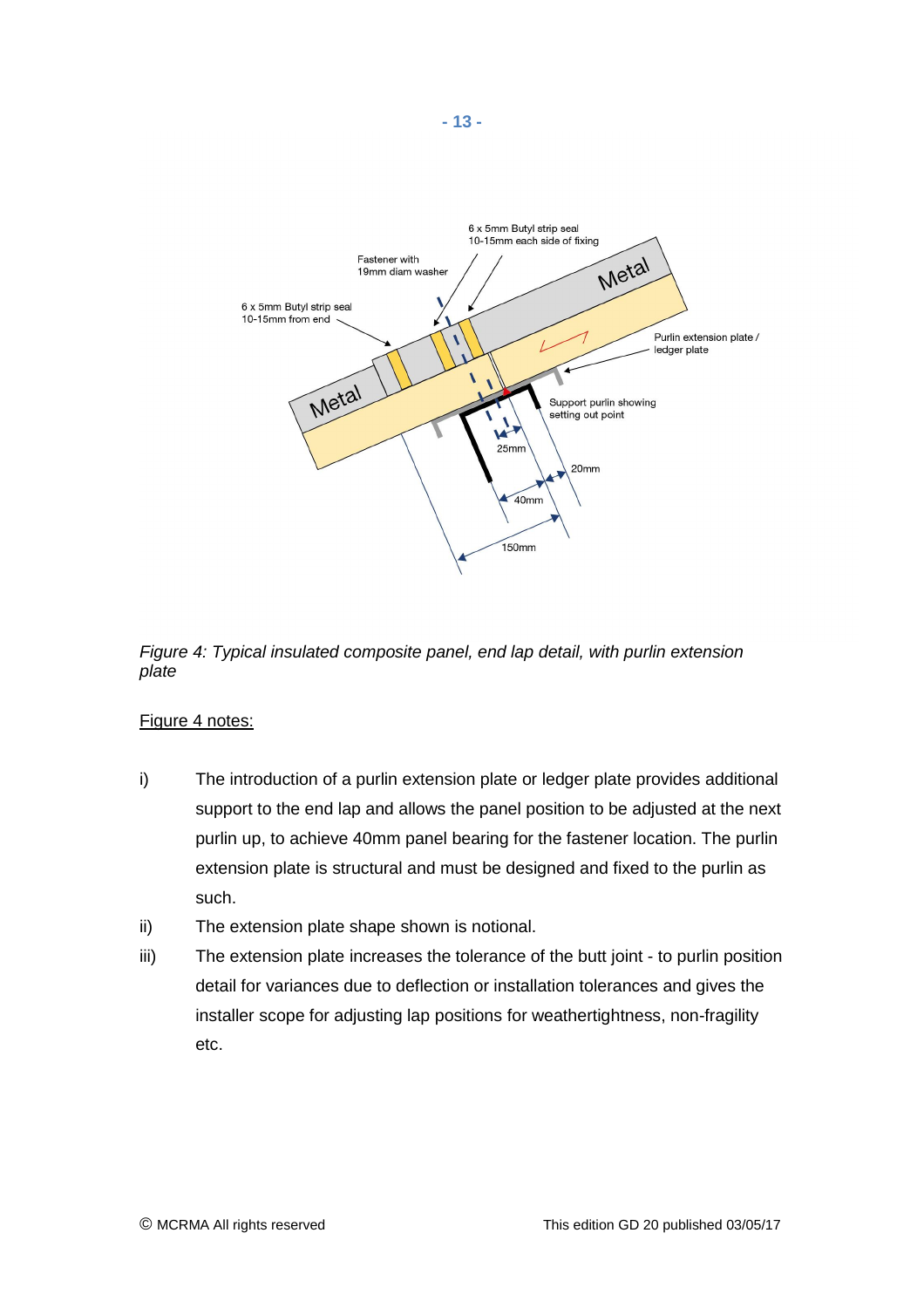*Figure 4: Typical insulated composite panel, end lap detail, with purlin extension plate*

<u>Figure 4 notes:</u>

i) The introduction of a purlin extension plate or ledger plate provides additional support to the end lap and allows the panel position to be adjusted at the next purlin up, to achieve 40mm panel bearing for the fastener location. The purlin extension plate is structural and must be designed and fixed to the purlin as such.

ii) The extension plate shape shown is notional.

iii) The extension plate increases the tolerance of the butt joint - to purlin position detail for variances due to deflection or installation tolerances and gives the installer scope for adjusting lap positions for weathertightness, non-fragility etc.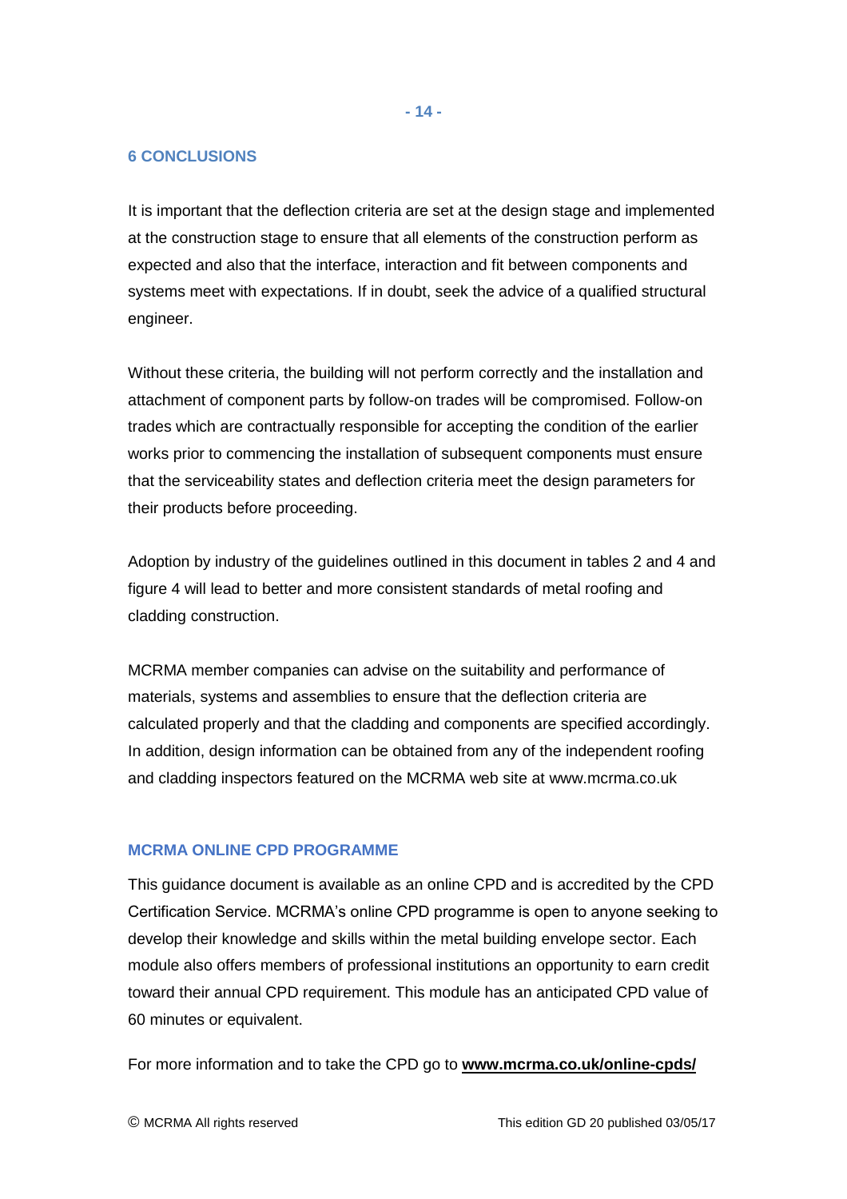## 6 CONCLUSIONS

It is important that the deflection criteria are set at the design stage and implemented at the construction stage to ensure that all elements of the construction perform as expected and also that the interface, interaction and fit between components and systems meet with expectations. If in doubt, seek the advice of a qualified structural engineer.

Without these criteria, the building will not perform correctly and the installation and attachment of component parts by follow-on trades will be compromised. Follow-on trades which are contractually responsible for accepting the condition of the earlier works prior to commencing the installation of subsequent components must ensure that the serviceability states and deflection criteria meet the design parameters for their products before proceeding.

Adoption by industry of the guidelines outlined in this document in tables 2 and 4 and figure 4 will lead to better and more consistent standards of metal roofing and cladding construction.

MCRMA member companies can advise on the suitability and performance of materials, systems and assemblies to ensure that the deflection criteria are calculated properly and that the cladding and components are specified accordingly. In addition, design information can be obtained from any of the independent roofing and cladding inspectors featured on the MCRMA web site at www.mcrma.co.uk

## MCRMA ONLINE CPD PROGRAMME

This guidance document is available as an online CPD and is accredited by the CPD Certification Service. MCRMA's online CPD programme is open to anyone seeking to develop their knowledge and skills within the metal building envelope sector. Each module also offers members of professional institutions an opportunity to earn credit toward their annual CPD requirement. This module has an anticipated CPD value of 60 minutes or equivalent.

For more information and to take the CPD go to **www.mcrma.co.uk/online-cpds/**

© MCRMA All rights reserved                This edition GD 20 published 03/05/17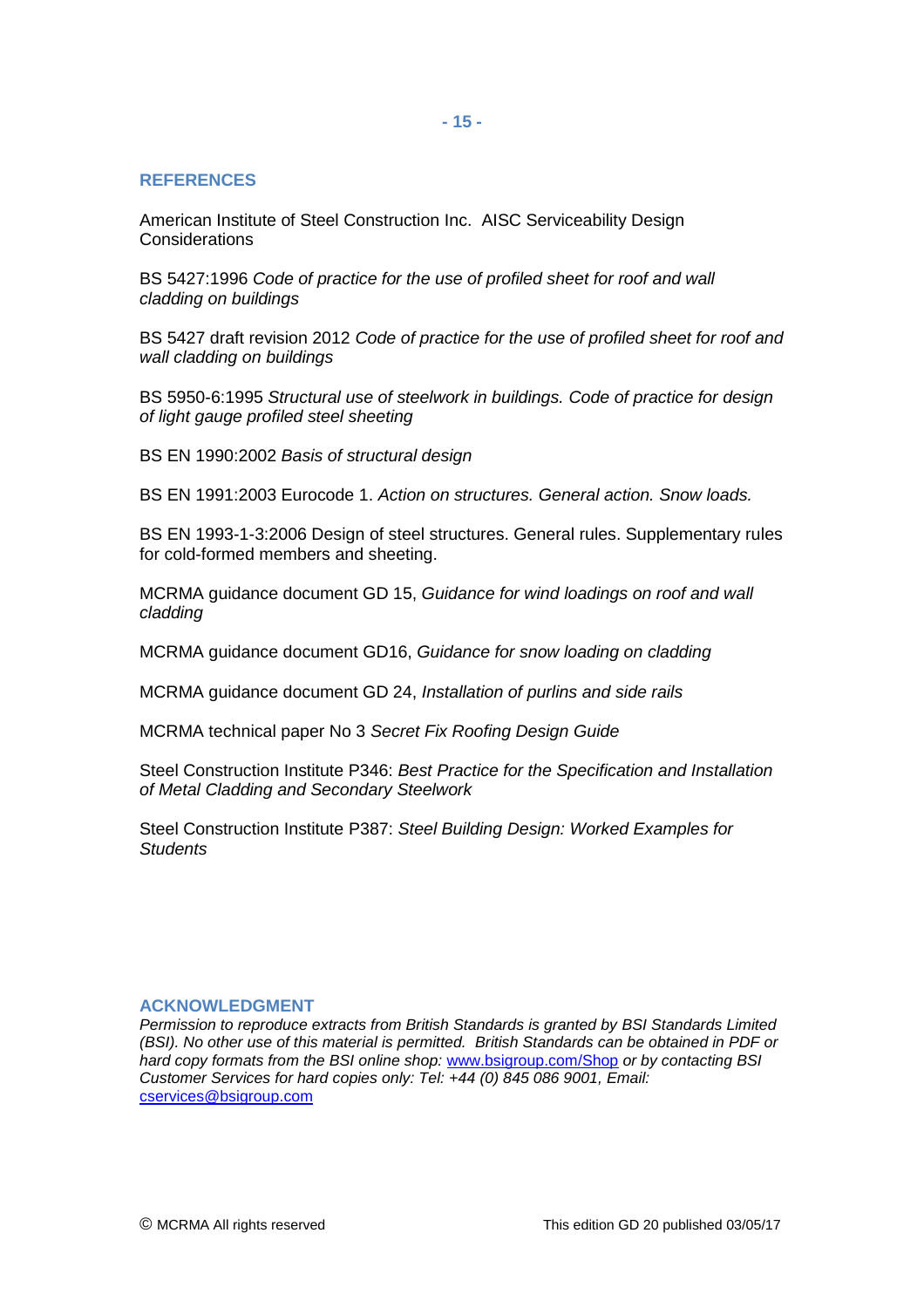## REFERENCES

American Institute of Steel Construction Inc. AISC Serviceability Design Considerations

BS 5427:1996 *Code of practice for the use of profiled sheet for roof and wall cladding on buildings*

BS 5427 draft revision 2012 *Code of practice for the use of profiled sheet for roof and wall cladding on buildings*

BS 5950-6:1995 *Structural use of steelwork in buildings. Code of practice for design of light gauge profiled steel sheeting*

BS EN 1990:2002 *Basis of structural design*

BS EN 1991:2003 Eurocode 1. *Action on structures. General action. Snow loads.*

BS EN 1993-1-3:2006 Design of steel structures. General rules. Supplementary rules for cold-formed members and sheeting.

MCRMA guidance document GD 15, *Guidance for wind loadings on roof and wall cladding*

MCRMA guidance document GD16, *Guidance for snow loading on cladding*

MCRMA guidance document GD 24, *Installation of purlins and side rails*

MCRMA technical paper No 3 *Secret Fix Roofing Design Guide*

Steel Construction Institute P346: *Best Practice for the Specification and Installation of Metal Cladding and Secondary Steelwork*

Steel Construction Institute P387: *Steel Building Design: Worked Examples for Students*

## ACKNOWLEDGMENT

*Permission to reproduce extracts from British Standards is granted by BSI Standards Limited (BSI). No other use of this material is permitted. British Standards can be obtained in PDF or hard copy formats from the BSI online shop: www.bsigroup.com/Shop or by contacting BSI Customer Services for hard copies only: Tel: +44 (0) 845 086 9001, Email: cservices@bsigroup.com*

© MCRMA All rights reserved

This edition GD 20 published 03/05/17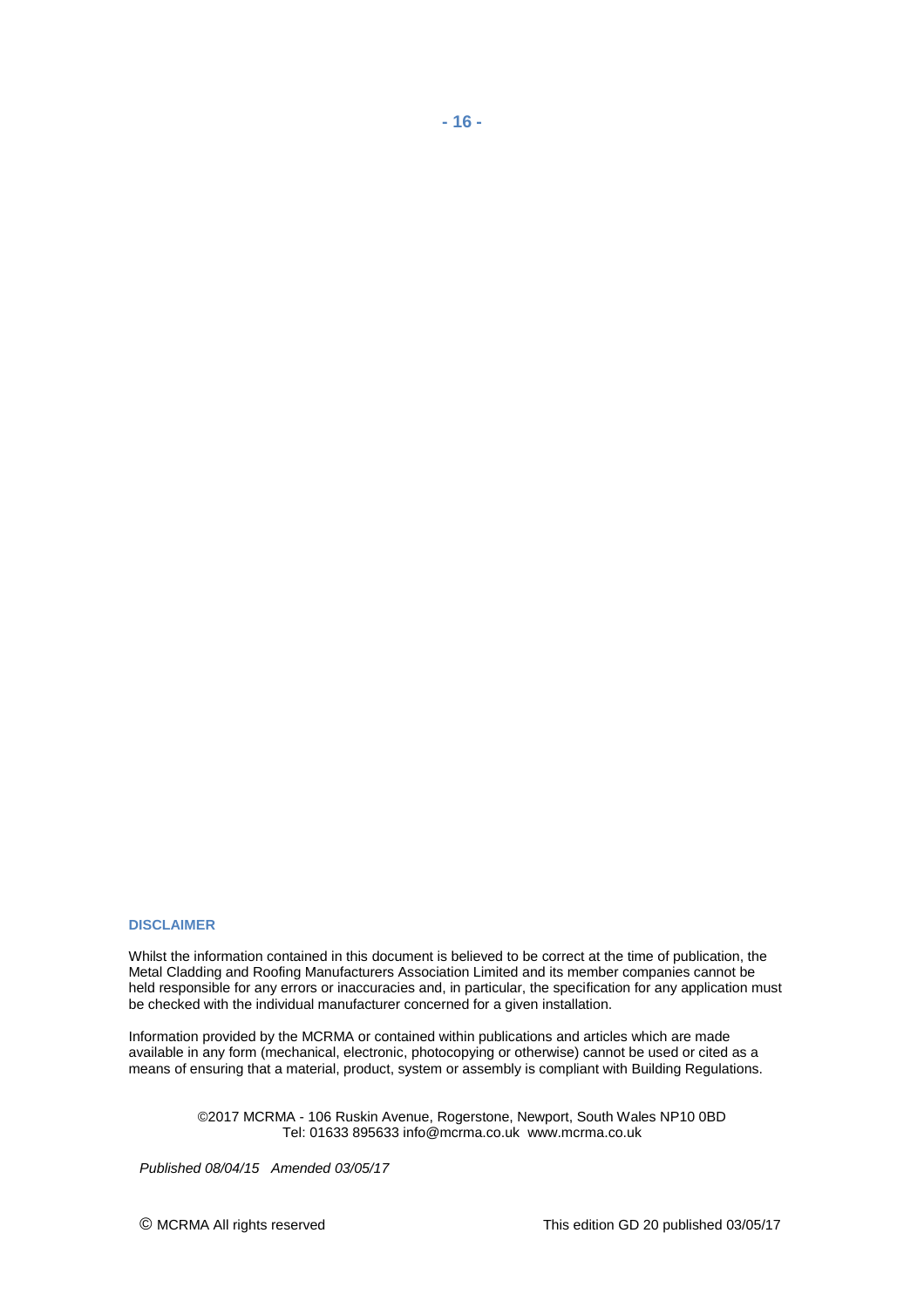## DISCLAIMER

Whilst the information contained in this document is believed to be correct at the time of publication, the Metal Cladding and Roofing Manufacturers Association Limited and its member companies cannot be held responsible for any errors or inaccuracies and, in particular, the specification for any application must be checked with the individual manufacturer concerned for a given installation.

Information provided by the MCRMA or contained within publications and articles which are made available in any form (mechanical, electronic, photocopying or otherwise) cannot be used or cited as a means of ensuring that a material, product, system or assembly is compliant with Building Regulations.

©2017 MCRMA - 106 Ruskin Avenue, Rogerstone, Newport, South Wales NP10 0BD
Tel: 01633 895633 info@mcrma.co.uk www.mcrma.co.uk

*Published 08/04/15 Amended 03/05/17*

© MCRMA All rights reserved

This edition GD 20 published 03/05/17